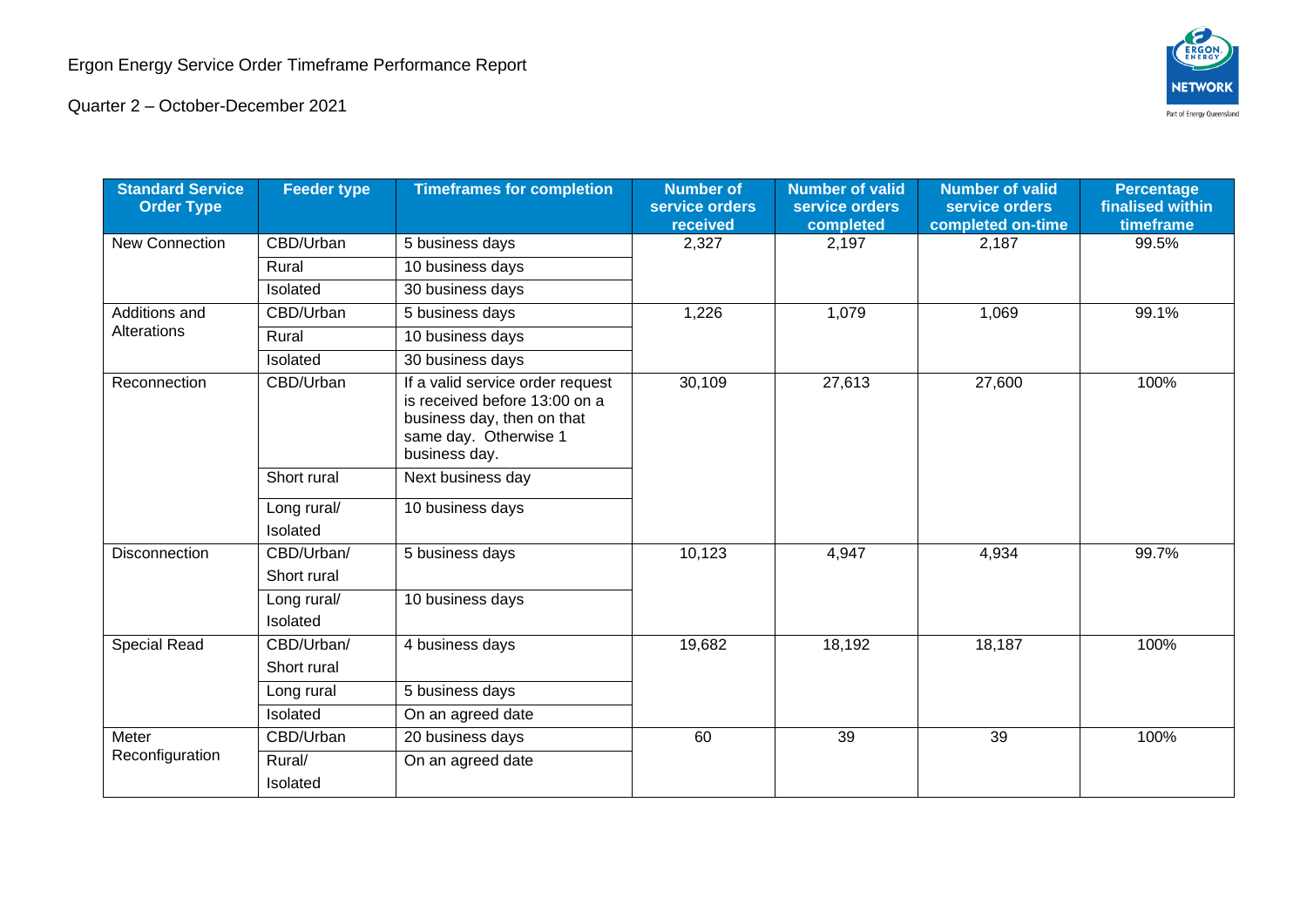# Ergon Energy Service Order Timeframe Performance Report

## Quarter 2 – October-December 2021

| Standard Service Order Type | Feeder type | Timeframes for completion | Number of service orders received | Number of valid service orders completed | Number of valid service orders completed on-time | Percentage finalised within timeframe |
|---|---|---|---|---|---|---|
| New Connection | CBD/Urban | 5 business days | 2,327 | 2,197 | 2,187 | 99.5% |
| | Rural | 10 business days | | | | |
| | Isolated | 30 business days | | | | |
| Additions and Alterations | CBD/Urban | 5 business days | 1,226 | 1,079 | 1,069 | 99.1% |
| | Rural | 10 business days | | | | |
| | Isolated | 30 business days | | | | |
| Reconnection | CBD/Urban | If a valid service order request is received before 13:00 on a business day, then on that same day. Otherwise 1 business day. | 30,109 | 27,613 | 27,600 | 100% |
| | Short rural | Next business day | | | | |
| | Long rural/ Isolated | 10 business days | | | | |
| Disconnection | CBD/Urban/ Short rural | 5 business days | 10,123 | 4,947 | 4,934 | 99.7% |
| | Long rural/ Isolated | 10 business days | | | | |
| Special Read | CBD/Urban/ Short rural | 4 business days | 19,682 | 18,192 | 18,187 | 100% |
| | Long rural | 5 business days | | | | |
| | Isolated | On an agreed date | | | | |
| Meter Reconfiguration | CBD/Urban | 20 business days | 60 | 39 | 39 | 100% |
| | Rural/ Isolated | On an agreed date | | | | |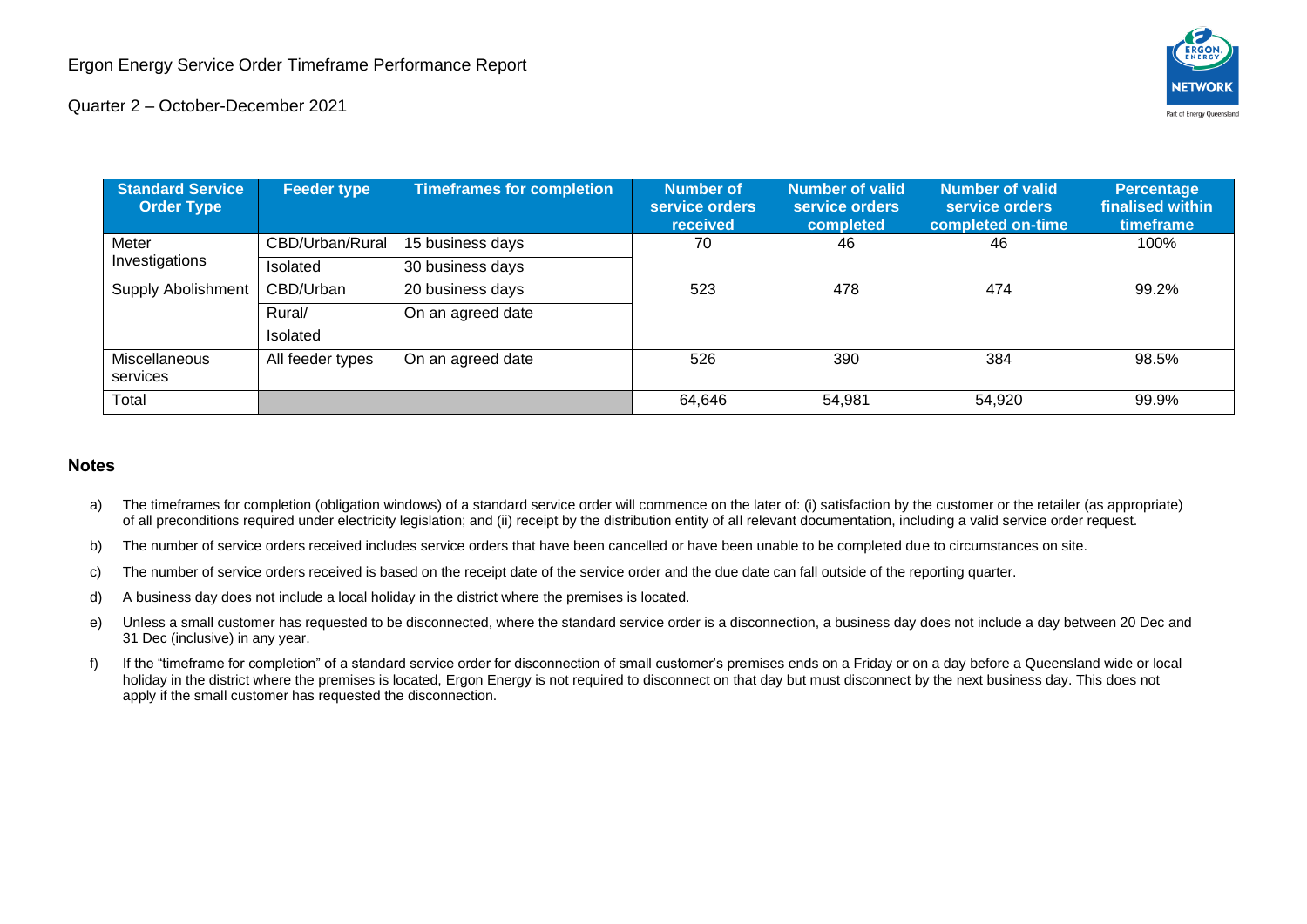Ergon Energy Service Order Timeframe Performance Report

Quarter 2 – October-December 2021

| Standard Service Order Type | Feeder type | Timeframes for completion | Number of service orders received | Number of valid service orders completed | Number of valid service orders completed on-time | Percentage finalised within timeframe |
|---|---|---|---|---|---|---|
| Meter Investigations | CBD/Urban/Rural | 15 business days | 70 | 46 | 46 | 100% |
| | Isolated | 30 business days | | | | |
| Supply Abolishment | CBD/Urban | 20 business days | 523 | 478 | 474 | 99.2% |
| | Rural/ Isolated | On an agreed date | | | | |
| Miscellaneous services | All feeder types | On an agreed date | 526 | 390 | 384 | 98.5% |
| Total | | | 64,646 | 54,981 | 54,920 | 99.9% |

## Notes

a) The timeframes for completion (obligation windows) of a standard service order will commence on the later of: (i) satisfaction by the customer or the retailer (as appropriate) of all preconditions required under electricity legislation; and (ii) receipt by the distribution entity of all relevant documentation, including a valid service order request.

b) The number of service orders received includes service orders that have been cancelled or have been unable to be completed due to circumstances on site.

c) The number of service orders received is based on the receipt date of the service order and the due date can fall outside of the reporting quarter.

d) A business day does not include a local holiday in the district where the premises is located.

e) Unless a small customer has requested to be disconnected, where the standard service order is a disconnection, a business day does not include a day between 20 Dec and 31 Dec (inclusive) in any year.

f) If the "timeframe for completion" of a standard service order for disconnection of small customer's premises ends on a Friday or on a day before a Queensland wide or local holiday in the district where the premises is located, Ergon Energy is not required to disconnect on that day but must disconnect by the next business day. This does not apply if the small customer has requested the disconnection.